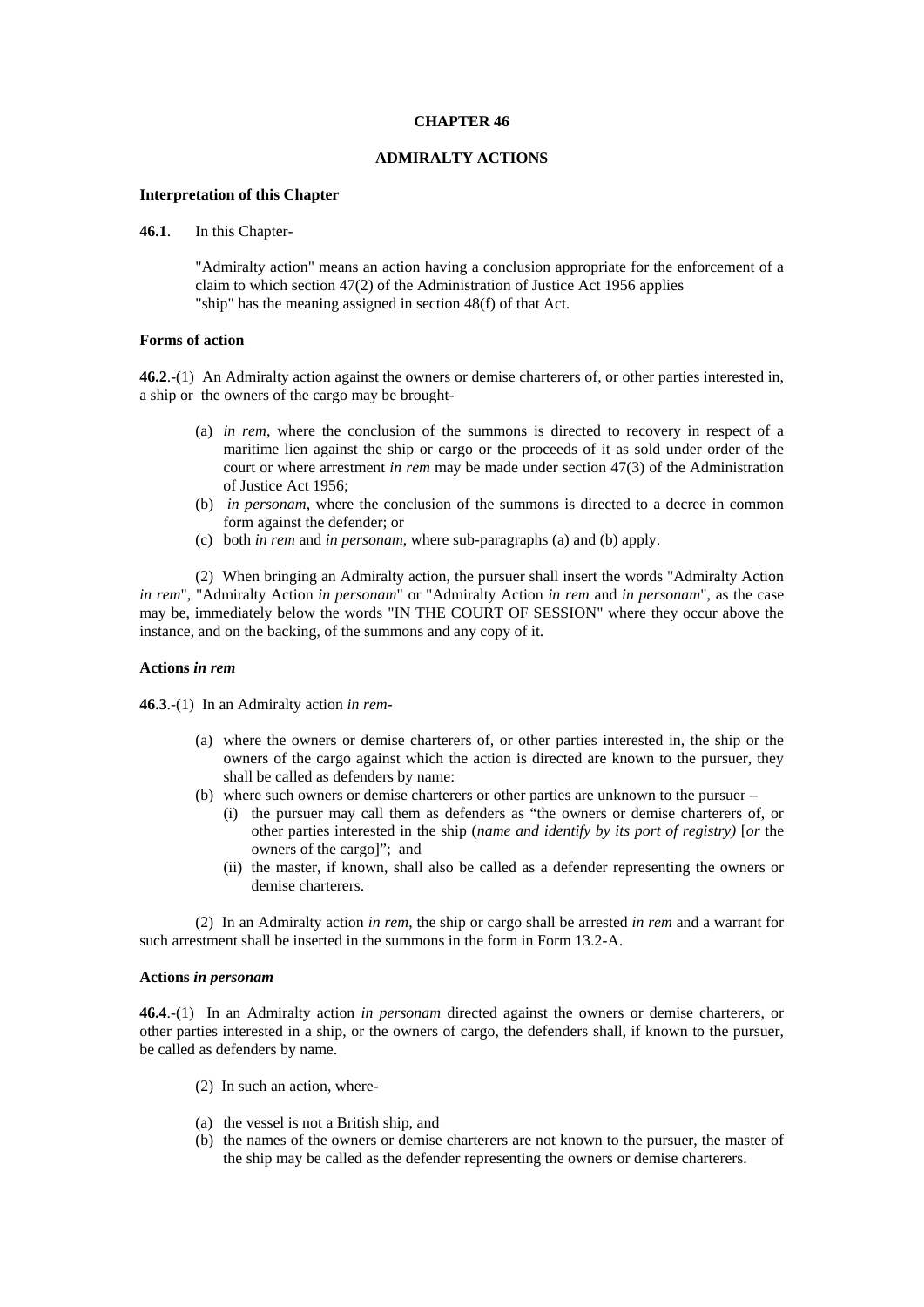# CHAPTER 46

## ADMIRALTY ACTIONS

### Interpretation of this Chapter

**46.1**. In this Chapter-

"Admiralty action" means an action having a conclusion appropriate for the enforcement of a claim to which section 47(2) of the Administration of Justice Act 1956 applies
"ship" has the meaning assigned in section 48(f) of that Act.

### Forms of action

**46.2**.-(1) An Admiralty action against the owners or demise charterers of, or other parties interested in, a ship or the owners of the cargo may be brought-

(a) *in rem*, where the conclusion of the summons is directed to recovery in respect of a maritime lien against the ship or cargo or the proceeds of it as sold under order of the court or where arrestment *in rem* may be made under section 47(3) of the Administration of Justice Act 1956;
(b) *in personam*, where the conclusion of the summons is directed to a decree in common form against the defender; or
(c) both *in rem* and *in personam*, where sub-paragraphs (a) and (b) apply.

(2) When bringing an Admiralty action, the pursuer shall insert the words "Admiralty Action *in rem*", "Admiralty Action *in personam*" or "Admiralty Action *in rem* and *in personam*", as the case may be, immediately below the words "IN THE COURT OF SESSION" where they occur above the instance, and on the backing, of the summons and any copy of it.

### Actions *in rem*

**46.3**.-(1) In an Admiralty action *in rem*-

(a) where the owners or demise charterers of, or other parties interested in, the ship or the owners of the cargo against which the action is directed are known to the pursuer, they shall be called as defenders by name:
(b) where such owners or demise charterers or other parties are unknown to the pursuer –
   (i) the pursuer may call them as defenders as "the owners or demise charterers of, or other parties interested in the ship (*name and identify by its port of registry)* [*or* the owners of the cargo]"; and
   (ii) the master, if known, shall also be called as a defender representing the owners or demise charterers.

(2) In an Admiralty action *in rem*, the ship or cargo shall be arrested *in rem* and a warrant for such arrestment shall be inserted in the summons in the form in Form 13.2-A.

### Actions *in personam*

**46.4**.-(1) In an Admiralty action *in personam* directed against the owners or demise charterers, or other parties interested in a ship, or the owners of cargo, the defenders shall, if known to the pursuer, be called as defenders by name.

(2) In such an action, where-

(a) the vessel is not a British ship, and
(b) the names of the owners or demise charterers are not known to the pursuer, the master of the ship may be called as the defender representing the owners or demise charterers.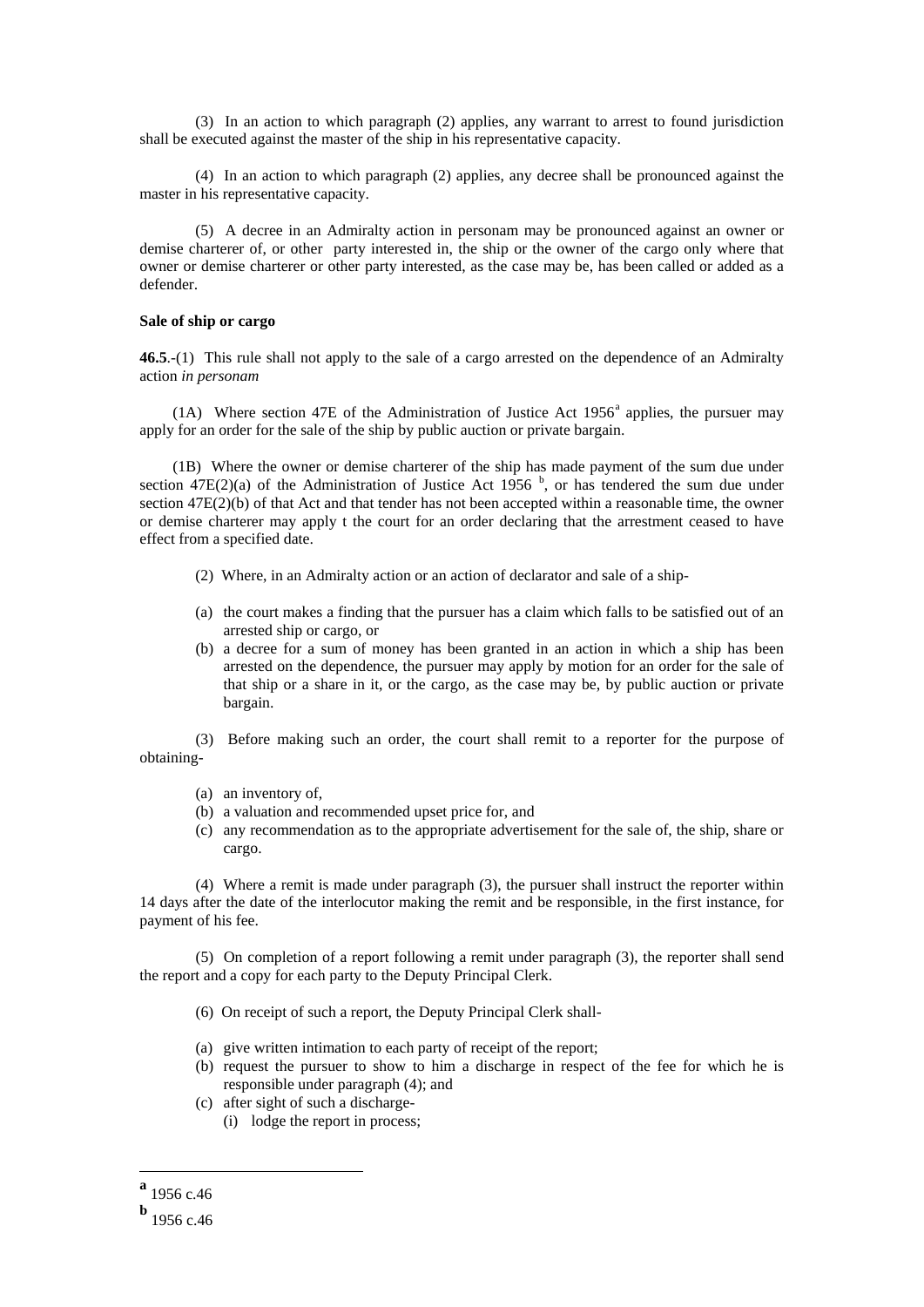(3) In an action to which paragraph (2) applies, any warrant to arrest to found jurisdiction shall be executed against the master of the ship in his representative capacity.

(4) In an action to which paragraph (2) applies, any decree shall be pronounced against the master in his representative capacity.

(5) A decree in an Admiralty action in personam may be pronounced against an owner or demise charterer of, or other party interested in, the ship or the owner of the cargo only where that owner or demise charterer or other party interested, as the case may be, has been called or added as a defender.

**Sale of ship or cargo**

**46.5**.-(1) This rule shall not apply to the sale of a cargo arrested on the dependence of an Admiralty action *in personam*

(1A) Where section 47E of the Administration of Justice Act 1956[a] applies, the pursuer may apply for an order for the sale of the ship by public auction or private bargain.

(1B) Where the owner or demise charterer of the ship has made payment of the sum due under section 47E(2)(a) of the Administration of Justice Act 1956 [b], or has tendered the sum due under section 47E(2)(b) of that Act and that tender has not been accepted within a reasonable time, the owner or demise charterer may apply t the court for an order declaring that the arrestment ceased to have effect from a specified date.

(2) Where, in an Admiralty action or an action of declarator and sale of a ship-

(a) the court makes a finding that the pursuer has a claim which falls to be satisfied out of an arrested ship or cargo, or
(b) a decree for a sum of money has been granted in an action in which a ship has been arrested on the dependence, the pursuer may apply by motion for an order for the sale of that ship or a share in it, or the cargo, as the case may be, by public auction or private bargain.

(3) Before making such an order, the court shall remit to a reporter for the purpose of obtaining-

(a) an inventory of,
(b) a valuation and recommended upset price for, and
(c) any recommendation as to the appropriate advertisement for the sale of, the ship, share or cargo.

(4) Where a remit is made under paragraph (3), the pursuer shall instruct the reporter within 14 days after the date of the interlocutor making the remit and be responsible, in the first instance, for payment of his fee.

(5) On completion of a report following a remit under paragraph (3), the reporter shall send the report and a copy for each party to the Deputy Principal Clerk.

(6) On receipt of such a report, the Deputy Principal Clerk shall-

(a) give written intimation to each party of receipt of the report;
(b) request the pursuer to show to him a discharge in respect of the fee for which he is responsible under paragraph (4); and
(c) after sight of such a discharge-
    (i) lodge the report in process;

---

[a] 1956 c.46

[b] 1956 c.46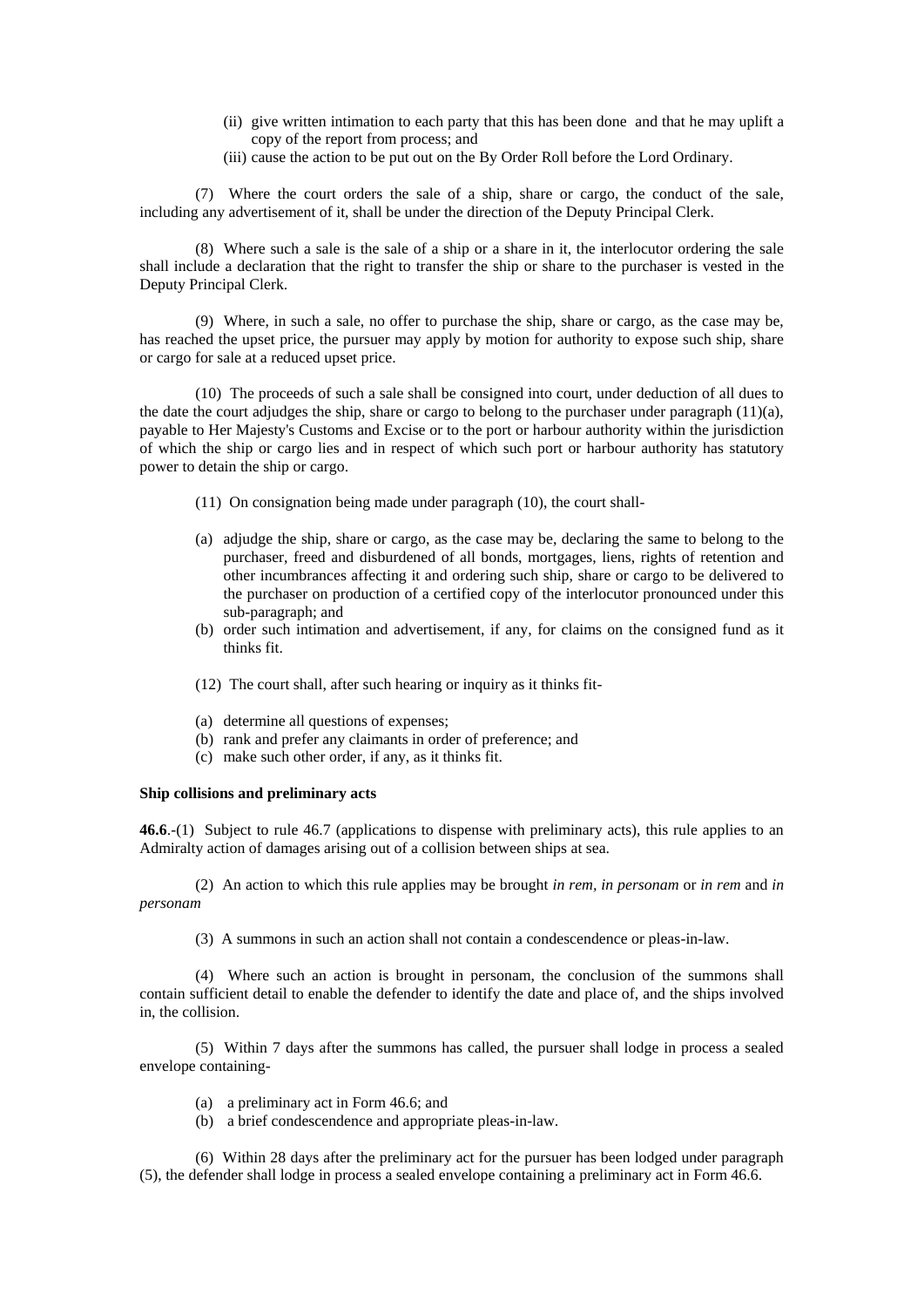(ii) give written intimation to each party that this has been done and that he may uplift a copy of the report from process; and

(iii) cause the action to be put out on the By Order Roll before the Lord Ordinary.

(7) Where the court orders the sale of a ship, share or cargo, the conduct of the sale, including any advertisement of it, shall be under the direction of the Deputy Principal Clerk.

(8) Where such a sale is the sale of a ship or a share in it, the interlocutor ordering the sale shall include a declaration that the right to transfer the ship or share to the purchaser is vested in the Deputy Principal Clerk.

(9) Where, in such a sale, no offer to purchase the ship, share or cargo, as the case may be, has reached the upset price, the pursuer may apply by motion for authority to expose such ship, share or cargo for sale at a reduced upset price.

(10) The proceeds of such a sale shall be consigned into court, under deduction of all dues to the date the court adjudges the ship, share or cargo to belong to the purchaser under paragraph (11)(a), payable to Her Majesty's Customs and Excise or to the port or harbour authority within the jurisdiction of which the ship or cargo lies and in respect of which such port or harbour authority has statutory power to detain the ship or cargo.

(11) On consignation being made under paragraph (10), the court shall-

(a) adjudge the ship, share or cargo, as the case may be, declaring the same to belong to the purchaser, freed and disburdened of all bonds, mortgages, liens, rights of retention and other incumbrances affecting it and ordering such ship, share or cargo to be delivered to the purchaser on production of a certified copy of the interlocutor pronounced under this sub-paragraph; and

(b) order such intimation and advertisement, if any, for claims on the consigned fund as it thinks fit.

(12) The court shall, after such hearing or inquiry as it thinks fit-

(a) determine all questions of expenses;

(b) rank and prefer any claimants in order of preference; and

(c) make such other order, if any, as it thinks fit.

**Ship collisions and preliminary acts**

**46.6**.-(1) Subject to rule 46.7 (applications to dispense with preliminary acts), this rule applies to an Admiralty action of damages arising out of a collision between ships at sea.

(2) An action to which this rule applies may be brought *in rem, in personam* or *in rem* and *in personam*

(3) A summons in such an action shall not contain a condescendence or pleas-in-law.

(4) Where such an action is brought in personam, the conclusion of the summons shall contain sufficient detail to enable the defender to identify the date and place of, and the ships involved in, the collision.

(5) Within 7 days after the summons has called, the pursuer shall lodge in process a sealed envelope containing-

(a) a preliminary act in Form 46.6; and

(b) a brief condescendence and appropriate pleas-in-law.

(6) Within 28 days after the preliminary act for the pursuer has been lodged under paragraph (5), the defender shall lodge in process a sealed envelope containing a preliminary act in Form 46.6.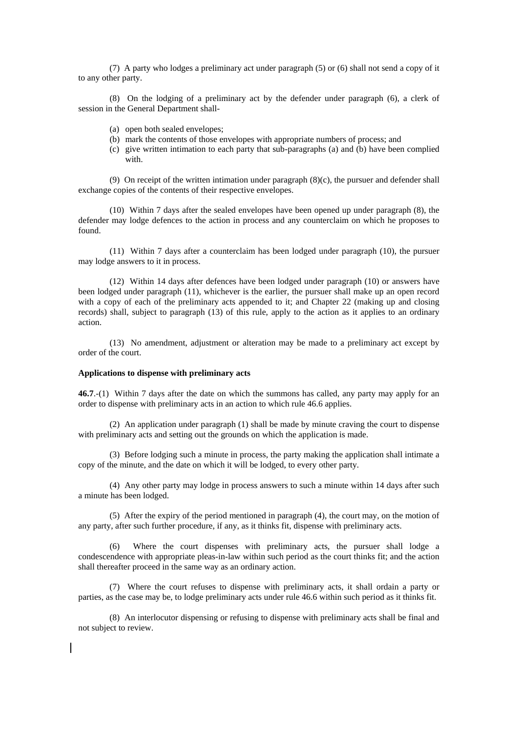(7) A party who lodges a preliminary act under paragraph (5) or (6) shall not send a copy of it to any other party.

(8) On the lodging of a preliminary act by the defender under paragraph (6), a clerk of session in the General Department shall-

- (a) open both sealed envelopes;
- (b) mark the contents of those envelopes with appropriate numbers of process; and
- (c) give written intimation to each party that sub-paragraphs (a) and (b) have been complied with.

(9) On receipt of the written intimation under paragraph (8)(c), the pursuer and defender shall exchange copies of the contents of their respective envelopes.

(10) Within 7 days after the sealed envelopes have been opened up under paragraph (8), the defender may lodge defences to the action in process and any counterclaim on which he proposes to found.

(11) Within 7 days after a counterclaim has been lodged under paragraph (10), the pursuer may lodge answers to it in process.

(12) Within 14 days after defences have been lodged under paragraph (10) or answers have been lodged under paragraph (11), whichever is the earlier, the pursuer shall make up an open record with a copy of each of the preliminary acts appended to it; and Chapter 22 (making up and closing records) shall, subject to paragraph (13) of this rule, apply to the action as it applies to an ordinary action.

(13) No amendment, adjustment or alteration may be made to a preliminary act except by order of the court.

**Applications to dispense with preliminary acts**

**46.7**.-(1) Within 7 days after the date on which the summons has called, any party may apply for an order to dispense with preliminary acts in an action to which rule 46.6 applies.

(2) An application under paragraph (1) shall be made by minute craving the court to dispense with preliminary acts and setting out the grounds on which the application is made.

(3) Before lodging such a minute in process, the party making the application shall intimate a copy of the minute, and the date on which it will be lodged, to every other party.

(4) Any other party may lodge in process answers to such a minute within 14 days after such a minute has been lodged.

(5) After the expiry of the period mentioned in paragraph (4), the court may, on the motion of any party, after such further procedure, if any, as it thinks fit, dispense with preliminary acts.

(6) Where the court dispenses with preliminary acts, the pursuer shall lodge a condescendence with appropriate pleas-in-law within such period as the court thinks fit; and the action shall thereafter proceed in the same way as an ordinary action.

(7) Where the court refuses to dispense with preliminary acts, it shall ordain a party or parties, as the case may be, to lodge preliminary acts under rule 46.6 within such period as it thinks fit.

(8) An interlocutor dispensing or refusing to dispense with preliminary acts shall be final and not subject to review.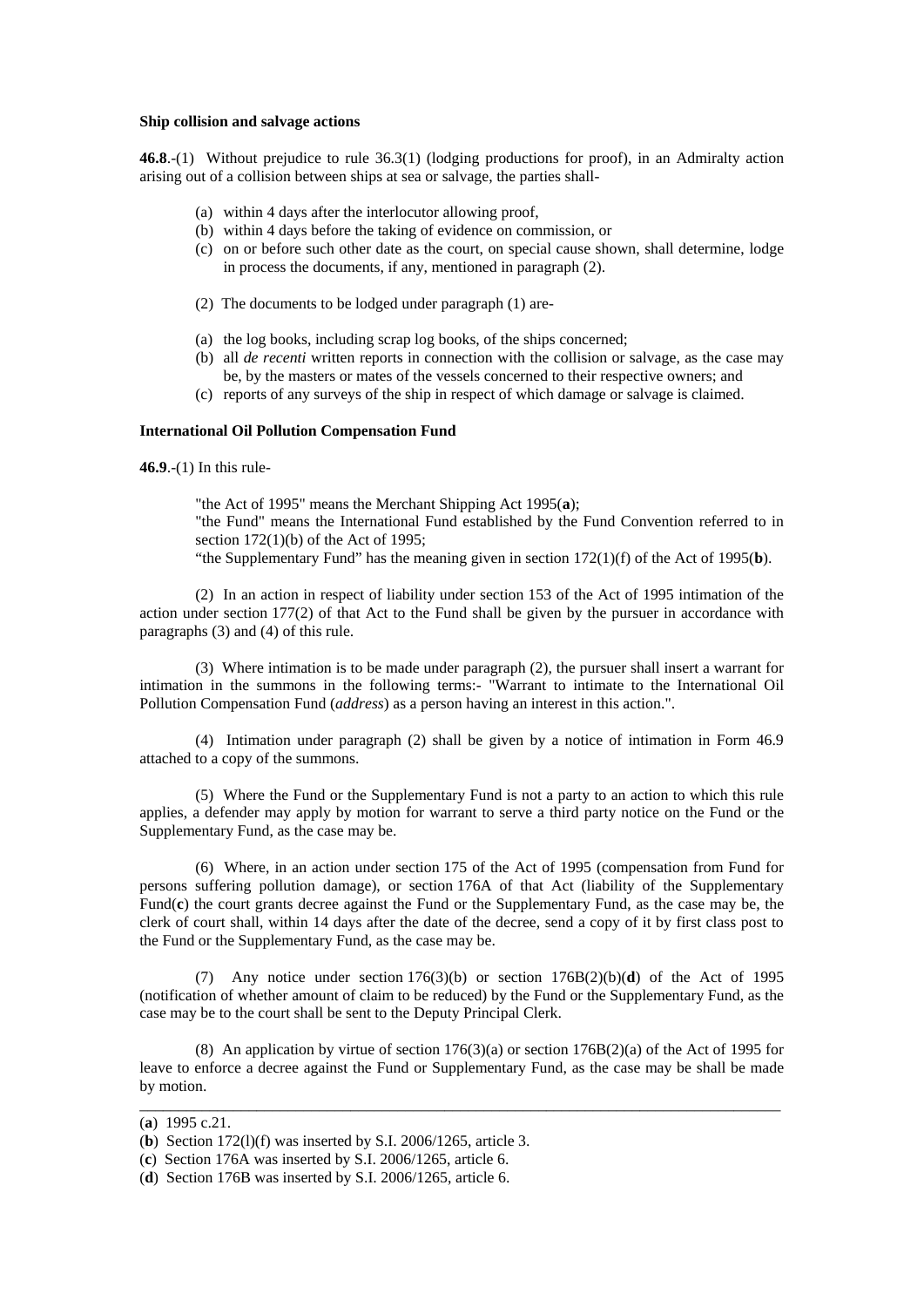**Ship collision and salvage actions**

**46.8**.-(1) Without prejudice to rule 36.3(1) (lodging productions for proof), in an Admiralty action arising out of a collision between ships at sea or salvage, the parties shall-

- (a) within 4 days after the interlocutor allowing proof,
- (b) within 4 days before the taking of evidence on commission, or
- (c) on or before such other date as the court, on special cause shown, shall determine, lodge in process the documents, if any, mentioned in paragraph (2).

(2) The documents to be lodged under paragraph (1) are-

- (a) the log books, including scrap log books, of the ships concerned;
- (b) all *de recenti* written reports in connection with the collision or salvage, as the case may be, by the masters or mates of the vessels concerned to their respective owners; and
- (c) reports of any surveys of the ship in respect of which damage or salvage is claimed.

**International Oil Pollution Compensation Fund**

**46.9**.-(1) In this rule-

"the Act of 1995" means the Merchant Shipping Act 1995(**a**);
"the Fund" means the International Fund established by the Fund Convention referred to in section 172(1)(b) of the Act of 1995;
"the Supplementary Fund" has the meaning given in section 172(1)(f) of the Act of 1995(**b**).

(2) In an action in respect of liability under section 153 of the Act of 1995 intimation of the action under section 177(2) of that Act to the Fund shall be given by the pursuer in accordance with paragraphs (3) and (4) of this rule.

(3) Where intimation is to be made under paragraph (2), the pursuer shall insert a warrant for intimation in the summons in the following terms:- "Warrant to intimate to the International Oil Pollution Compensation Fund (*address*) as a person having an interest in this action.".

(4) Intimation under paragraph (2) shall be given by a notice of intimation in Form 46.9 attached to a copy of the summons.

(5) Where the Fund or the Supplementary Fund is not a party to an action to which this rule applies, a defender may apply by motion for warrant to serve a third party notice on the Fund or the Supplementary Fund, as the case may be.

(6) Where, in an action under section 175 of the Act of 1995 (compensation from Fund for persons suffering pollution damage), or section 176A of that Act (liability of the Supplementary Fund(**c**) the court grants decree against the Fund or the Supplementary Fund, as the case may be, the clerk of court shall, within 14 days after the date of the decree, send a copy of it by first class post to the Fund or the Supplementary Fund, as the case may be.

(7) Any notice under section 176(3)(b) or section 176B(2)(b)(**d**) of the Act of 1995 (notification of whether amount of claim to be reduced) by the Fund or the Supplementary Fund, as the case may be to the court shall be sent to the Deputy Principal Clerk.

(8) An application by virtue of section 176(3)(a) or section 176B(2)(a) of the Act of 1995 for leave to enforce a decree against the Fund or Supplementary Fund, as the case may be shall be made by motion.

---

(**a**) 1995 c.21.
(**b**) Section 172(l)(f) was inserted by S.I. 2006/1265, article 3.
(**c**) Section 176A was inserted by S.I. 2006/1265, article 6.
(**d**) Section 176B was inserted by S.I. 2006/1265, article 6.